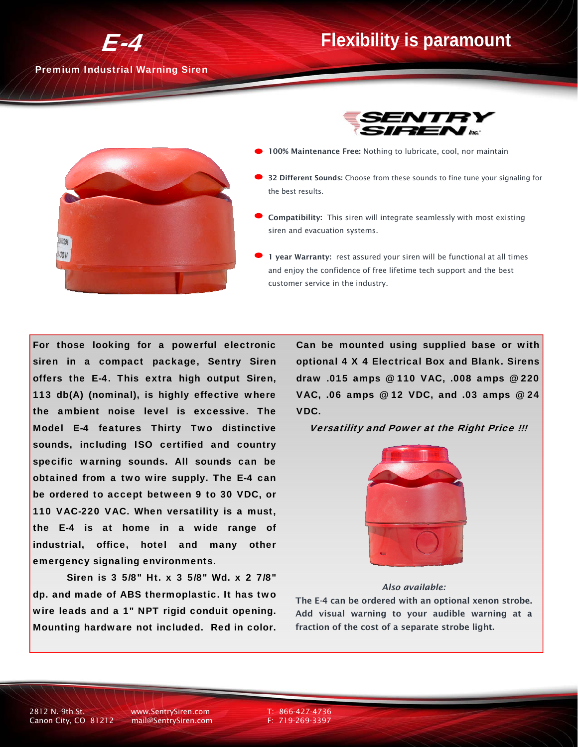# E-4

**Premium Industrial Warning Siren**

## Flexibility is paramount

SENTRY SIREN Inc.

- **100% Maintenance Free:** Nothing to lubricate, cool, nor maintain
- **32 Different Sounds:** Choose from these sounds to fine tune your signaling for the best results.
- **Compatibility:** This siren will integrate seamlessly with most existing siren and evacuation systems.
- **1 year Warranty:** rest assured your siren will be functional at all times and enjoy the confidence of free lifetime tech support and the best customer service in the industry.

**For those looking for a powerful electronic siren in a compact package, Sentry Siren offers the E-4. This extra high output Siren, 113 db(A) (nominal), is highly effective where the ambient noise level is excessive. The Model E-4 features Thirty Two distinctive sounds, including ISO certified and country specific warning sounds. All sounds can be obtained from a two wire supply. The E-4 can be ordered to accept between 9 to 30 VDC, or 110 VAC-220 VAC. When versatility is a must, the E-4 is at home in a wide range of industrial, office, hotel and many other emergency signaling environments.**

**Siren is 3 5/8" Ht. x 3 5/8" Wd. x 2 7/8" dp. and made of ABS thermoplastic. It has two wire leads and a 1" NPT rigid conduit opening. Mounting hardware not included. Red in color.**

**Can be mounted using supplied base or with optional 4 X 4 Electrical Box and Blank. Sirens draw .015 amps @ 110 VAC, .008 amps @ 220 VAC, .06 amps @ 12 VDC, and .03 amps @ 24 VDC.**

***Versatility and Power at the Right Price !!!***

*Also available:*

**The E-4 can be ordered with an optional xenon strobe. Add visual warning to your audible warning at a fraction of the cost of a separate strobe light.**

2812 N. 9th St.
Canon City, CO 81212

www.SentrySiren.com
mail@SentrySiren.com

T: 866-427-4736
F: 719-269-3397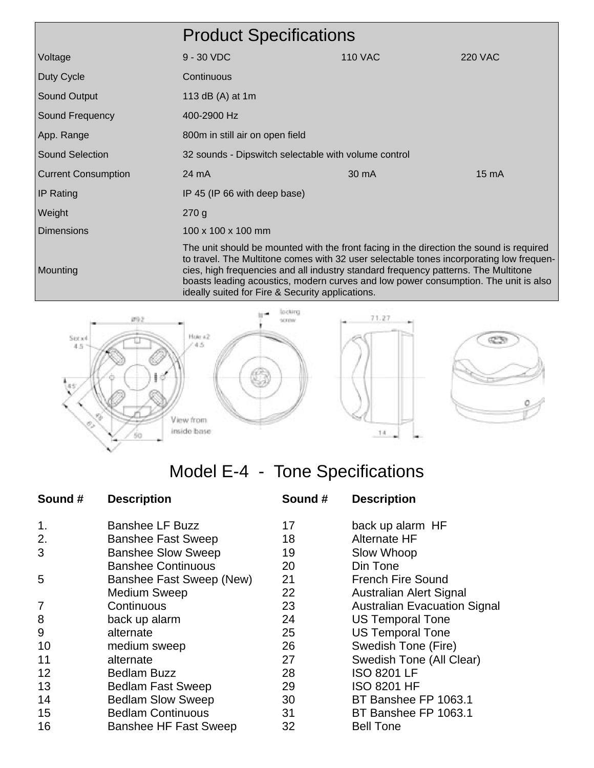| Product Specifications | | | |
|---|---|---|---|
| Voltage | 9 - 30 VDC | 110 VAC | 220 VAC |
| Duty Cycle | Continuous | | |
| Sound Output | 113 dB (A) at 1m | | |
| Sound Frequency | 400-2900 Hz | | |
| App. Range | 800m in still air on open field | | |
| Sound Selection | 32 sounds - Dipswitch selectable with volume control | | |
| Current Consumption | 24 mA | 30 mA | 15 mA |
| IP Rating | IP 45 (IP 66 with deep base) | | |
| Weight | 270 g | | |
| Dimensions | 100 x 100 x 100 mm | | |
| Mounting | The unit should be mounted with the front facing in the direction the sound is required to travel. The Multitone comes with 32 user selectable tones incorporating low frequencies, high frequencies and all industry standard frequency patterns. The Multitone boasts leading acoustics, modern curves and low power consumption. The unit is also ideally suited for Fire & Security applications. | | |

Ø92

Slot x4 4.5

Hole x2 4.5

45°

45

67

50

View from inside base

locking screw

71.27

14

# Model E-4 - Tone Specifications

| Sound # | Description | Sound # | Description |
|---|---|---|---|
| 1. | Banshee LF Buzz | 17 | back up alarm HF |
| 2. | Banshee Fast Sweep | 18 | Alternate HF |
| 3 | Banshee Slow Sweep | 19 | Slow Whoop |
| | Banshee Continuous | 20 | Din Tone |
| 5 | Banshee Fast Sweep (New) | 21 | French Fire Sound |
| | Medium Sweep | 22 | Australian Alert Signal |
| 7 | Continuous | 23 | Australian Evacuation Signal |
| 8 | back up alarm | 24 | US Temporal Tone |
| 9 | alternate | 25 | US Temporal Tone |
| 10 | medium sweep | 26 | Swedish Tone (Fire) |
| 11 | alternate | 27 | Swedish Tone (All Clear) |
| 12 | Bedlam Buzz | 28 | ISO 8201 LF |
| 13 | Bedlam Fast Sweep | 29 | ISO 8201 HF |
| 14 | Bedlam Slow Sweep | 30 | BT Banshee FP 1063.1 |
| 15 | Bedlam Continuous | 31 | BT Banshee FP 1063.1 |
| 16 | Banshee HF Fast Sweep | 32 | Bell Tone |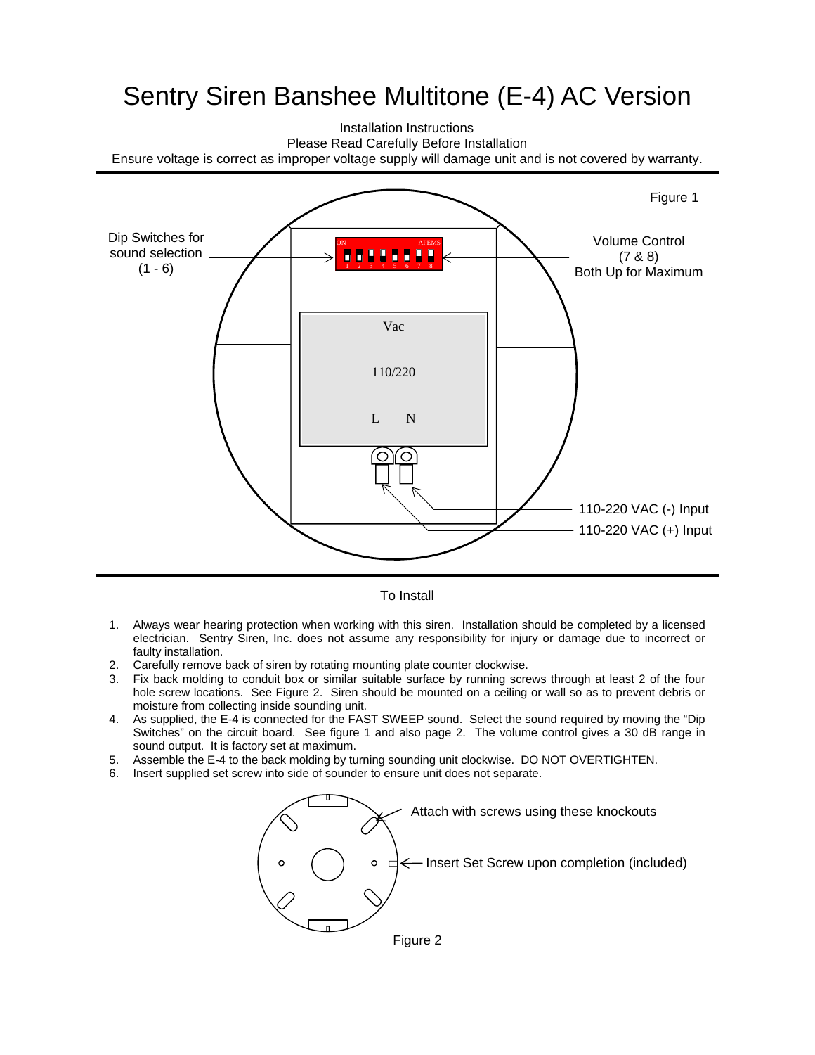# Sentry Siren Banshee Multitone (E-4) AC Version

Installation Instructions

Please Read Carefully Before Installation

Ensure voltage is correct as improper voltage supply will damage unit and is not covered by warranty.

Figure 1

Dip Switches for sound selection (1 - 6)

ON APEMS 1 2 3 4 5 6 7 8

Volume Control (7 & 8) Both Up for Maximum

Vac

110/220

L N

110-220 VAC (-) Input

110-220 VAC (+) Input

## To Install

1. Always wear hearing protection when working with this siren. Installation should be completed by a licensed electrician. Sentry Siren, Inc. does not assume any responsibility for injury or damage due to incorrect or faulty installation.
2. Carefully remove back of siren by rotating mounting plate counter clockwise.
3. Fix back molding to conduit box or similar suitable surface by running screws through at least 2 of the four hole screw locations. See Figure 2. Siren should be mounted on a ceiling or wall so as to prevent debris or moisture from collecting inside sounding unit.
4. As supplied, the E-4 is connected for the FAST SWEEP sound. Select the sound required by moving the "Dip Switches" on the circuit board. See figure 1 and also page 2. The volume control gives a 30 dB range in sound output. It is factory set at maximum.
5. Assemble the E-4 to the back molding by turning sounding unit clockwise. DO NOT OVERTIGHTEN.
6. Insert supplied set screw into side of sounder to ensure unit does not separate.

Attach with screws using these knockouts

Insert Set Screw upon completion (included)

Figure 2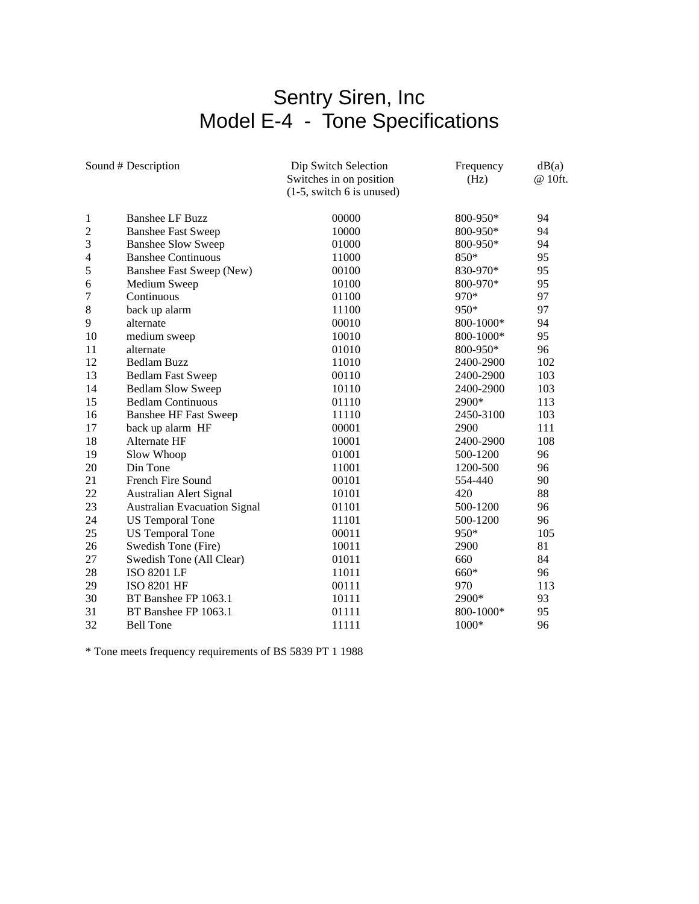# Sentry Siren, Inc
# Model E-4 - Tone Specifications

| Sound # | Description | Dip Switch Selection Switches in on position (1-5, switch 6 is unused) | Frequency (Hz) | dB(a) @ 10ft. |
|---|---|---|---|---|
| 1 | Banshee LF Buzz | 00000 | 800-950* | 94 |
| 2 | Banshee Fast Sweep | 10000 | 800-950* | 94 |
| 3 | Banshee Slow Sweep | 01000 | 800-950* | 94 |
| 4 | Banshee Continuous | 11000 | 850* | 95 |
| 5 | Banshee Fast Sweep (New) | 00100 | 830-970* | 95 |
| 6 | Medium Sweep | 10100 | 800-970* | 95 |
| 7 | Continuous | 01100 | 970* | 97 |
| 8 | back up alarm | 11100 | 950* | 97 |
| 9 | alternate | 00010 | 800-1000* | 94 |
| 10 | medium sweep | 10010 | 800-1000* | 95 |
| 11 | alternate | 01010 | 800-950* | 96 |
| 12 | Bedlam Buzz | 11010 | 2400-2900 | 102 |
| 13 | Bedlam Fast Sweep | 00110 | 2400-2900 | 103 |
| 14 | Bedlam Slow Sweep | 10110 | 2400-2900 | 103 |
| 15 | Bedlam Continuous | 01110 | 2900* | 113 |
| 16 | Banshee HF Fast Sweep | 11110 | 2450-3100 | 103 |
| 17 | back up alarm HF | 00001 | 2900 | 111 |
| 18 | Alternate HF | 10001 | 2400-2900 | 108 |
| 19 | Slow Whoop | 01001 | 500-1200 | 96 |
| 20 | Din Tone | 11001 | 1200-500 | 96 |
| 21 | French Fire Sound | 00101 | 554-440 | 90 |
| 22 | Australian Alert Signal | 10101 | 420 | 88 |
| 23 | Australian Evacuation Signal | 01101 | 500-1200 | 96 |
| 24 | US Temporal Tone | 11101 | 500-1200 | 96 |
| 25 | US Temporal Tone | 00011 | 950* | 105 |
| 26 | Swedish Tone (Fire) | 10011 | 2900 | 81 |
| 27 | Swedish Tone (All Clear) | 01011 | 660 | 84 |
| 28 | ISO 8201 LF | 11011 | 660* | 96 |
| 29 | ISO 8201 HF | 00111 | 970 | 113 |
| 30 | BT Banshee FP 1063.1 | 10111 | 2900* | 93 |
| 31 | BT Banshee FP 1063.1 | 01111 | 800-1000* | 95 |
| 32 | Bell Tone | 11111 | 1000* | 96 |

* Tone meets frequency requirements of BS 5839 PT 1 1988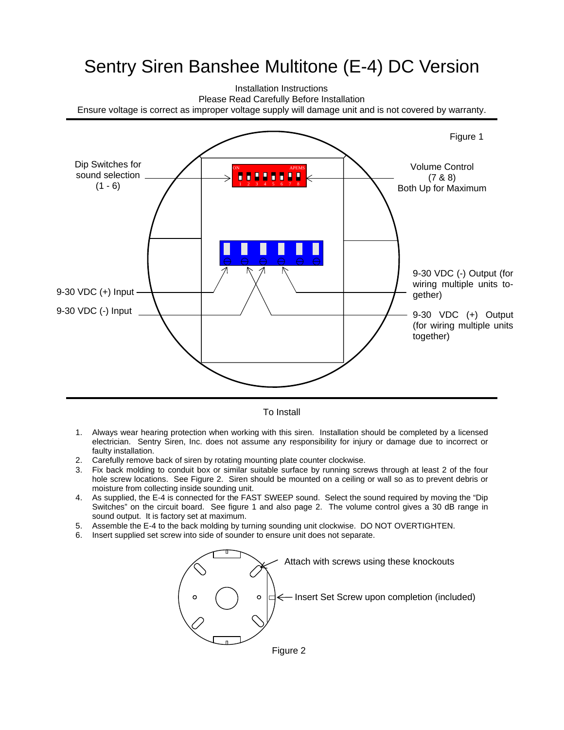# Sentry Siren Banshee Multitone (E-4) DC Version

Installation Instructions
Please Read Carefully Before Installation
Ensure voltage is correct as improper voltage supply will damage unit and is not covered by warranty.

Figure 1

Dip Switches for sound selection (1 - 6)

Volume Control (7 & 8) Both Up for Maximum

9-30 VDC (+) Input

9-30 VDC (-) Input

9-30 VDC (-) Output (for wiring multiple units together)

9-30 VDC (+) Output (for wiring multiple units together)

To Install

1. Always wear hearing protection when working with this siren. Installation should be completed by a licensed electrician. Sentry Siren, Inc. does not assume any responsibility for injury or damage due to incorrect or faulty installation.
2. Carefully remove back of siren by rotating mounting plate counter clockwise.
3. Fix back molding to conduit box or similar suitable surface by running screws through at least 2 of the four hole screw locations. See Figure 2. Siren should be mounted on a ceiling or wall so as to prevent debris or moisture from collecting inside sounding unit.
4. As supplied, the E-4 is connected for the FAST SWEEP sound. Select the sound required by moving the "Dip Switches" on the circuit board. See figure 1 and also page 2. The volume control gives a 30 dB range in sound output. It is factory set at maximum.
5. Assemble the E-4 to the back molding by turning sounding unit clockwise. DO NOT OVERTIGHTEN.
6. Insert supplied set screw into side of sounder to ensure unit does not separate.

Attach with screws using these knockouts

Insert Set Screw upon completion (included)

Figure 2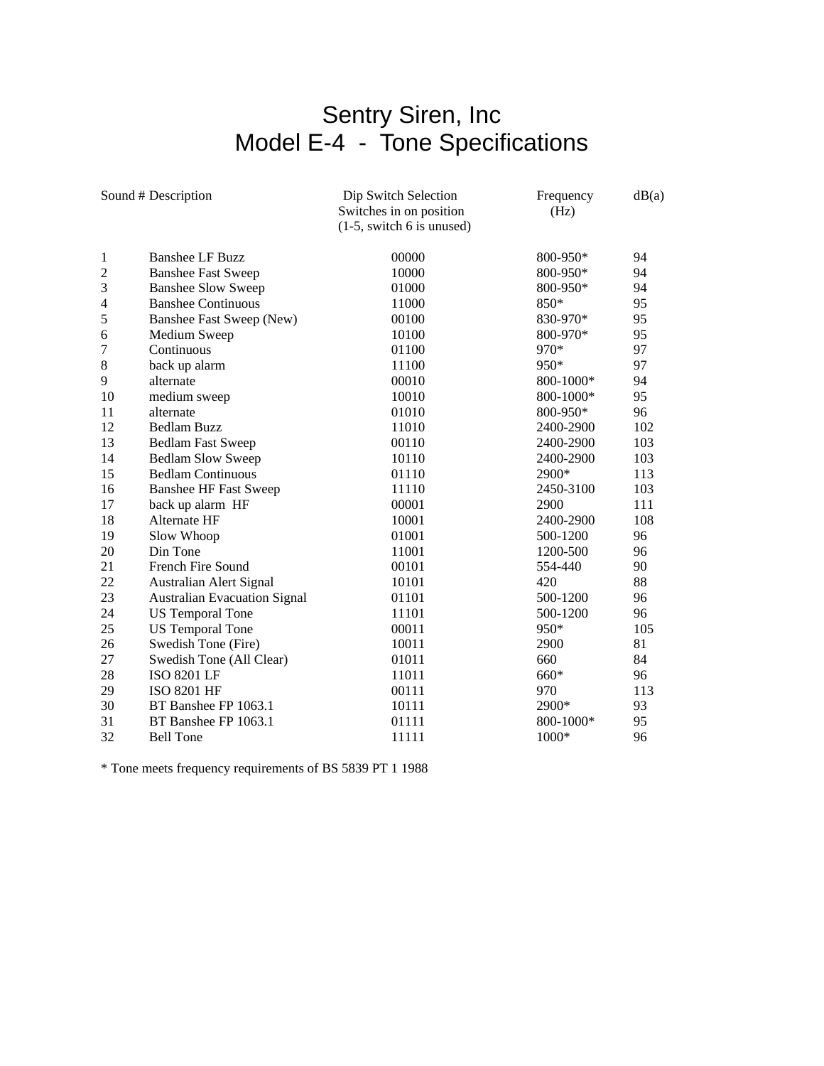# Sentry Siren, Inc
# Model E-4 - Tone Specifications

| Sound # | Description | Dip Switch Selection Switches in on position (1-5, switch 6 is unused) | Frequency (Hz) | dB(a) |
|---|---|---|---|---|
| 1 | Banshee LF Buzz | 00000 | 800-950* | 94 |
| 2 | Banshee Fast Sweep | 10000 | 800-950* | 94 |
| 3 | Banshee Slow Sweep | 01000 | 800-950* | 94 |
| 4 | Banshee Continuous | 11000 | 850* | 95 |
| 5 | Banshee Fast Sweep (New) | 00100 | 830-970* | 95 |
| 6 | Medium Sweep | 10100 | 800-970* | 95 |
| 7 | Continuous | 01100 | 970* | 97 |
| 8 | back up alarm | 11100 | 950* | 97 |
| 9 | alternate | 00010 | 800-1000* | 94 |
| 10 | medium sweep | 10010 | 800-1000* | 95 |
| 11 | alternate | 01010 | 800-950* | 96 |
| 12 | Bedlam Buzz | 11010 | 2400-2900 | 102 |
| 13 | Bedlam Fast Sweep | 00110 | 2400-2900 | 103 |
| 14 | Bedlam Slow Sweep | 10110 | 2400-2900 | 103 |
| 15 | Bedlam Continuous | 01110 | 2900* | 113 |
| 16 | Banshee HF Fast Sweep | 11110 | 2450-3100 | 103 |
| 17 | back up alarm HF | 00001 | 2900 | 111 |
| 18 | Alternate HF | 10001 | 2400-2900 | 108 |
| 19 | Slow Whoop | 01001 | 500-1200 | 96 |
| 20 | Din Tone | 11001 | 1200-500 | 96 |
| 21 | French Fire Sound | 00101 | 554-440 | 90 |
| 22 | Australian Alert Signal | 10101 | 420 | 88 |
| 23 | Australian Evacuation Signal | 01101 | 500-1200 | 96 |
| 24 | US Temporal Tone | 11101 | 500-1200 | 96 |
| 25 | US Temporal Tone | 00011 | 950* | 105 |
| 26 | Swedish Tone (Fire) | 10011 | 2900 | 81 |
| 27 | Swedish Tone (All Clear) | 01011 | 660 | 84 |
| 28 | ISO 8201 LF | 11011 | 660* | 96 |
| 29 | ISO 8201 HF | 00111 | 970 | 113 |
| 30 | BT Banshee FP 1063.1 | 10111 | 2900* | 93 |
| 31 | BT Banshee FP 1063.1 | 01111 | 800-1000* | 95 |
| 32 | Bell Tone | 11111 | 1000* | 96 |

* Tone meets frequency requirements of BS 5839 PT 1 1988